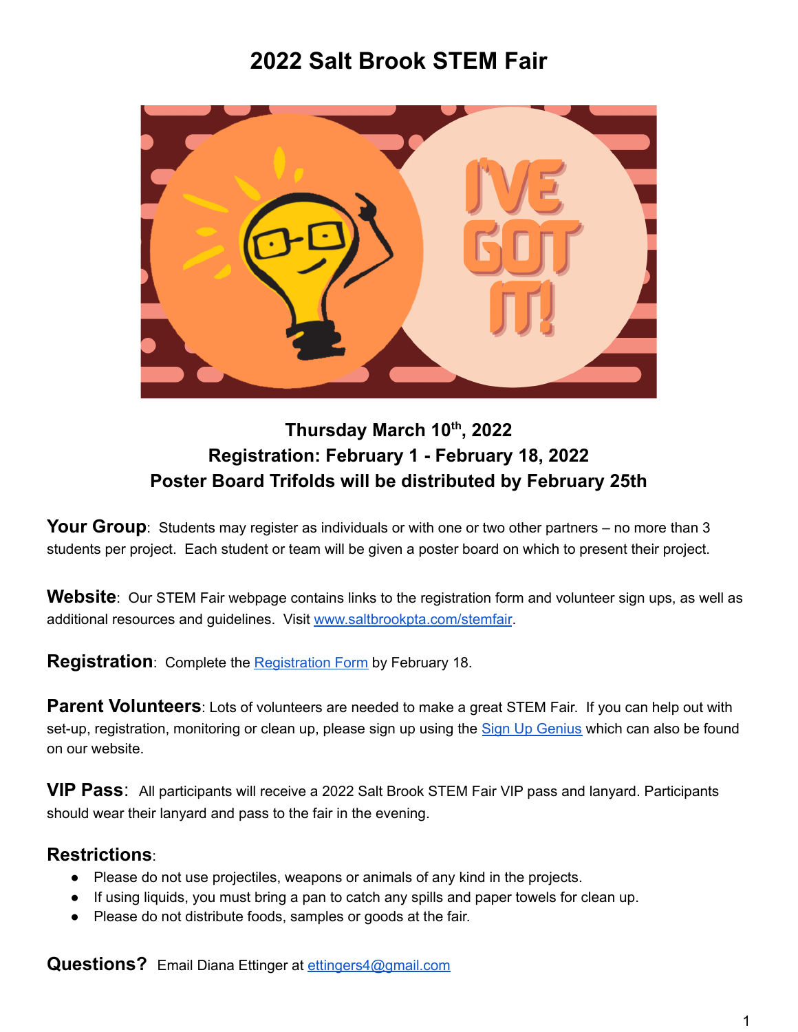# 2022 Salt Brook STEM Fair

**Thursday March 10th, 2022**
**Registration: February 1 - February 18, 2022**
**Poster Board Trifolds will be distributed by February 25th**

**Your Group**: Students may register as individuals or with one or two other partners – no more than 3 students per project. Each student or team will be given a poster board on which to present their project.

**Website**: Our STEM Fair webpage contains links to the registration form and volunteer sign ups, as well as additional resources and guidelines. Visit [www.saltbrookpta.com/stemfair](www.saltbrookpta.com/stemfair).

**Registration**: Complete the Registration Form by February 18.

**Parent Volunteers**: Lots of volunteers are needed to make a great STEM Fair. If you can help out with set-up, registration, monitoring or clean up, please sign up using the Sign Up Genius which can also be found on our website.

**VIP Pass**: All participants will receive a 2022 Salt Brook STEM Fair VIP pass and lanyard. Participants should wear their lanyard and pass to the fair in the evening.

**Restrictions**:

- Please do not use projectiles, weapons or animals of any kind in the projects.
- If using liquids, you must bring a pan to catch any spills and paper towels for clean up.
- Please do not distribute foods, samples or goods at the fair.

**Questions?** Email Diana Ettinger at ettingers4@gmail.com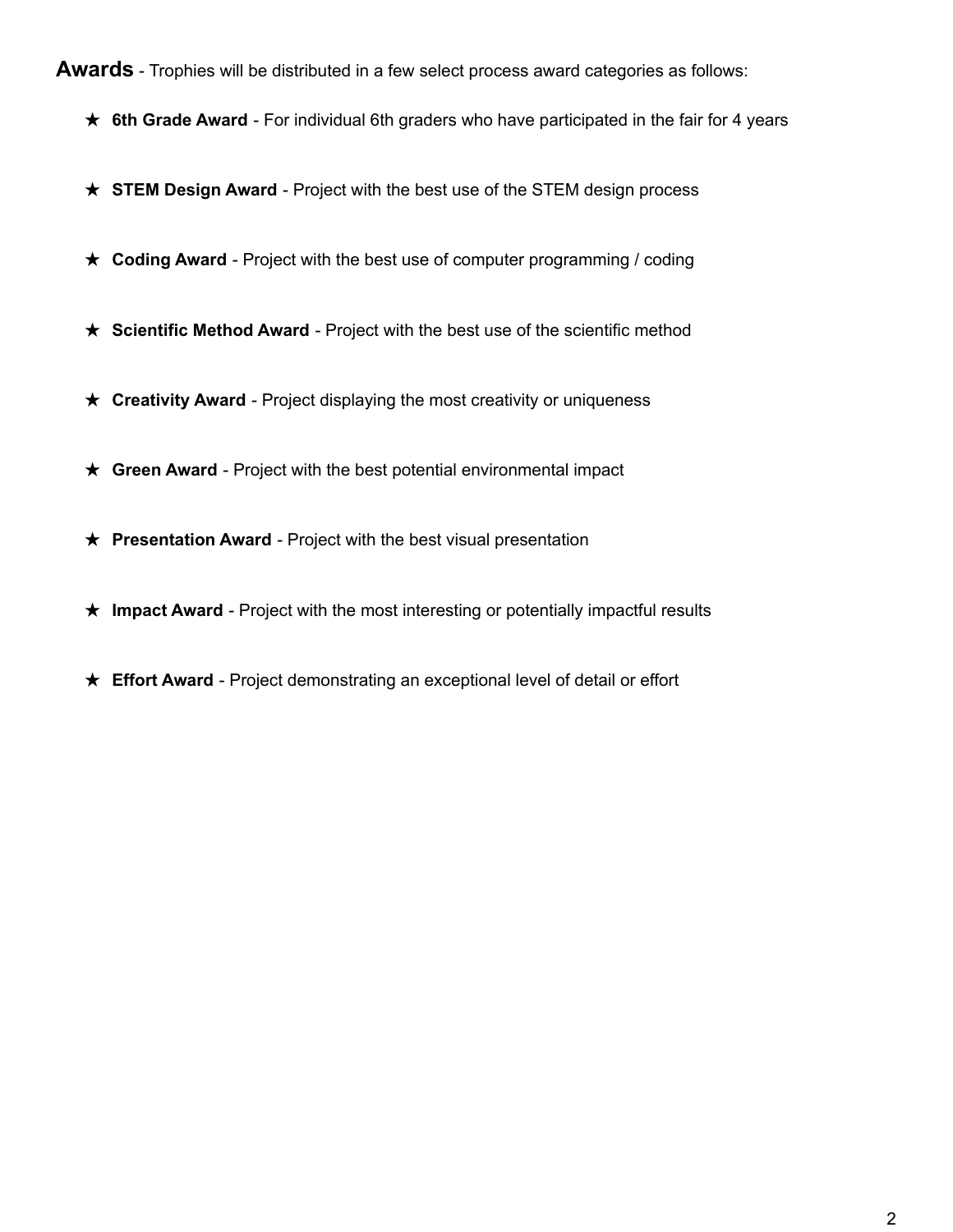**Awards** - Trophies will be distributed in a few select process award categories as follows:

- ★ **6th Grade Award** - For individual 6th graders who have participated in the fair for 4 years
- ★ **STEM Design Award** - Project with the best use of the STEM design process
- ★ **Coding Award** - Project with the best use of computer programming / coding
- ★ **Scientific Method Award** - Project with the best use of the scientific method
- ★ **Creativity Award** - Project displaying the most creativity or uniqueness
- ★ **Green Award** - Project with the best potential environmental impact
- ★ **Presentation Award** - Project with the best visual presentation
- ★ **Impact Award** - Project with the most interesting or potentially impactful results
- ★ **Effort Award** - Project demonstrating an exceptional level of detail or effort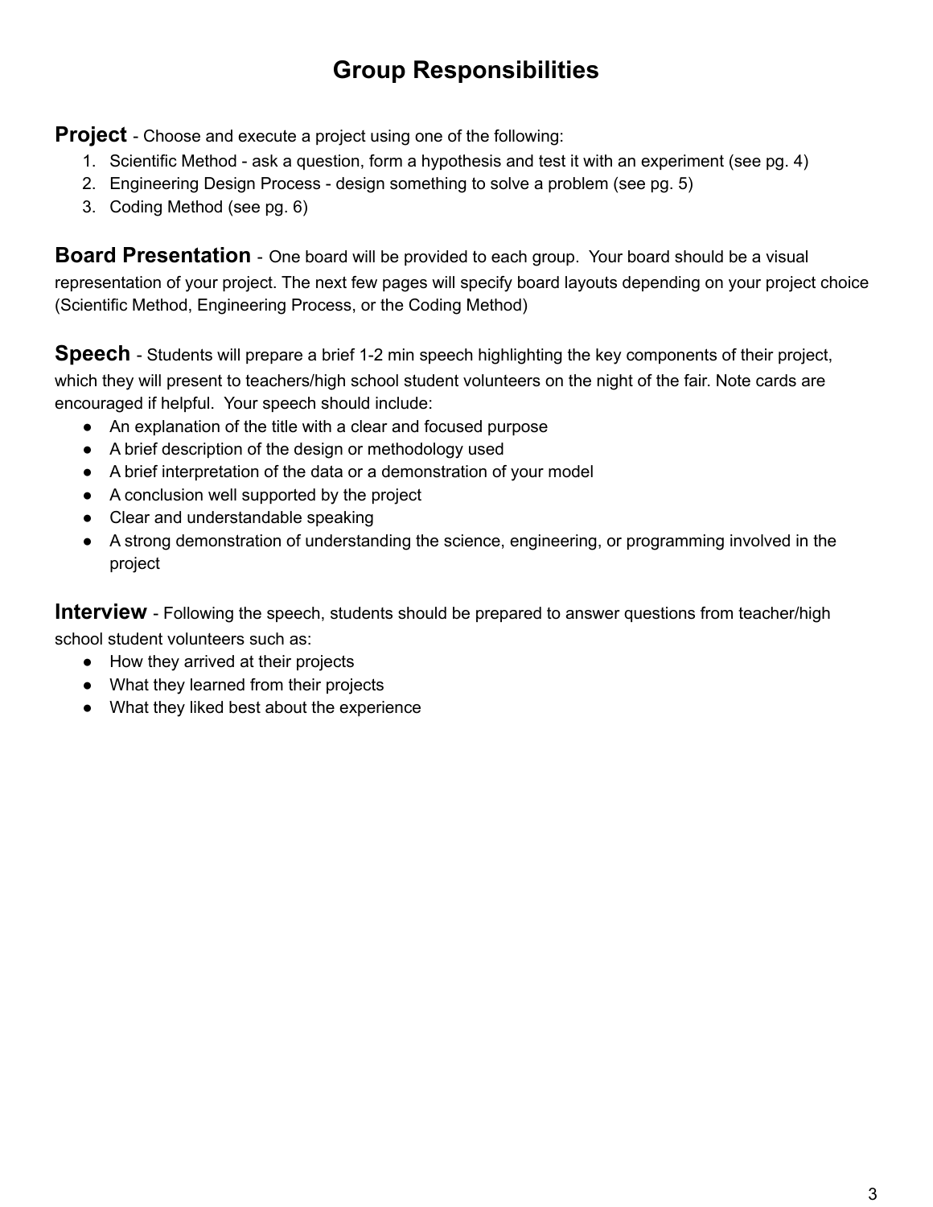# Group Responsibilities

**Project** - Choose and execute a project using one of the following:

1. Scientific Method - ask a question, form a hypothesis and test it with an experiment (see pg. 4)
2. Engineering Design Process - design something to solve a problem (see pg. 5)
3. Coding Method (see pg. 6)

**Board Presentation** - One board will be provided to each group. Your board should be a visual representation of your project. The next few pages will specify board layouts depending on your project choice (Scientific Method, Engineering Process, or the Coding Method)

**Speech** - Students will prepare a brief 1-2 min speech highlighting the key components of their project, which they will present to teachers/high school student volunteers on the night of the fair. Note cards are encouraged if helpful. Your speech should include:

- An explanation of the title with a clear and focused purpose
- A brief description of the design or methodology used
- A brief interpretation of the data or a demonstration of your model
- A conclusion well supported by the project
- Clear and understandable speaking
- A strong demonstration of understanding the science, engineering, or programming involved in the project

**Interview** - Following the speech, students should be prepared to answer questions from teacher/high school student volunteers such as:

- How they arrived at their projects
- What they learned from their projects
- What they liked best about the experience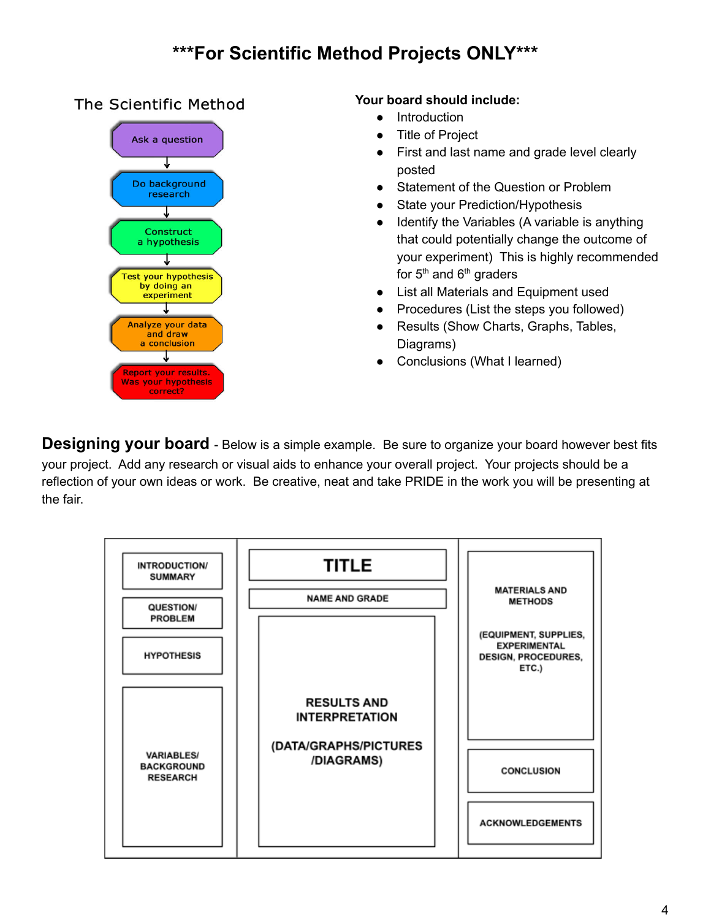# ***For Scientific Method Projects ONLY***

## The Scientific Method

Ask a question
↓
Do background research
↓
Construct a hypothesis
↓
Test your hypothesis by doing an experiment
↓
Analyze your data and draw a conclusion
↓
Report your results. Was your hypothesis correct?

**Your board should include:**

- Introduction
- Title of Project
- First and last name and grade level clearly posted
- Statement of the Question or Problem
- State your Prediction/Hypothesis
- Identify the Variables (A variable is anything that could potentially change the outcome of your experiment) This is highly recommended for 5th and 6th graders
- List all Materials and Equipment used
- Procedures (List the steps you followed)
- Results (Show Charts, Graphs, Tables, Diagrams)
- Conclusions (What I learned)

**Designing your board** - Below is a simple example. Be sure to organize your board however best fits your project. Add any research or visual aids to enhance your overall project. Your projects should be a reflection of your own ideas or work. Be creative, neat and take PRIDE in the work you will be presenting at the fair.

| Left Panel | Center Panel | Right Panel |
|---|---|---|
| INTRODUCTION/ SUMMARY | TITLE | MATERIALS AND METHODS (EQUIPMENT, SUPPLIES, EXPERIMENTAL DESIGN, PROCEDURES, ETC.) |
| QUESTION/ PROBLEM | NAME AND GRADE | |
| HYPOTHESIS | RESULTS AND INTERPRETATION (DATA/GRAPHS/PICTURES /DIAGRAMS) | CONCLUSION |
| VARIABLES/ BACKGROUND RESEARCH | | ACKNOWLEDGEMENTS |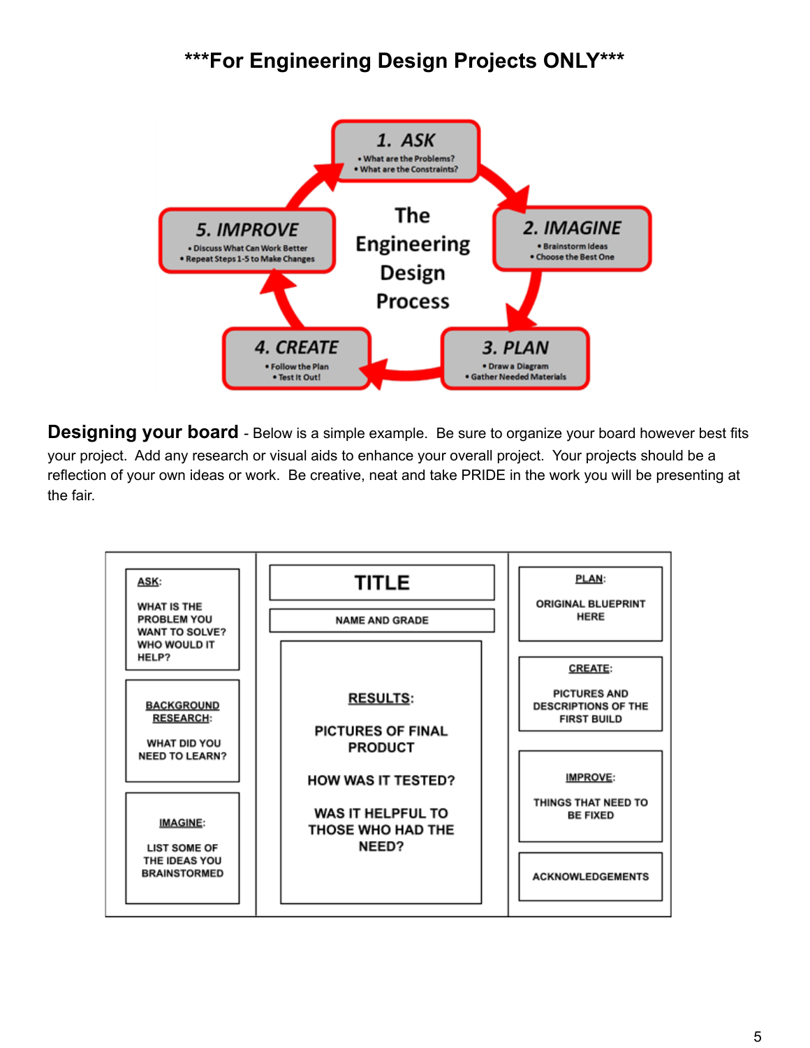# ***For Engineering Design Projects ONLY***

**The Engineering Design Process**

**1. ASK**
- What are the Problems?
- What are the Constraints?

**2. IMAGINE**
- Brainstorm Ideas
- Choose the Best One

**3. PLAN**
- Draw a Diagram
- Gather Needed Materials

**4. CREATE**
- Follow the Plan
- Test It Out!

**5. IMPROVE**
- Discuss What Can Work Better
- Repeat Steps 1-5 to Make Changes

**Designing your board** - Below is a simple example. Be sure to organize your board however best fits your project. Add any research or visual aids to enhance your overall project. Your projects should be a reflection of your own ideas or work. Be creative, neat and take PRIDE in the work you will be presenting at the fair.

| Left Panel | Center Panel | Right Panel |
|---|---|---|
| **ASK**: WHAT IS THE PROBLEM YOU WANT TO SOLVE? WHO WOULD IT HELP? | **TITLE** | **PLAN**: ORIGINAL BLUEPRINT HERE |
| **BACKGROUND RESEARCH**: WHAT DID YOU NEED TO LEARN? | NAME AND GRADE | **CREATE**: PICTURES AND DESCRIPTIONS OF THE FIRST BUILD |
| **IMAGINE**: LIST SOME OF THE IDEAS YOU BRAINSTORMED | **RESULTS**: PICTURES OF FINAL PRODUCT. HOW WAS IT TESTED? WAS IT HELPFUL TO THOSE WHO HAD THE NEED? | **IMPROVE**: THINGS THAT NEED TO BE FIXED |
| | | ACKNOWLEDGEMENTS |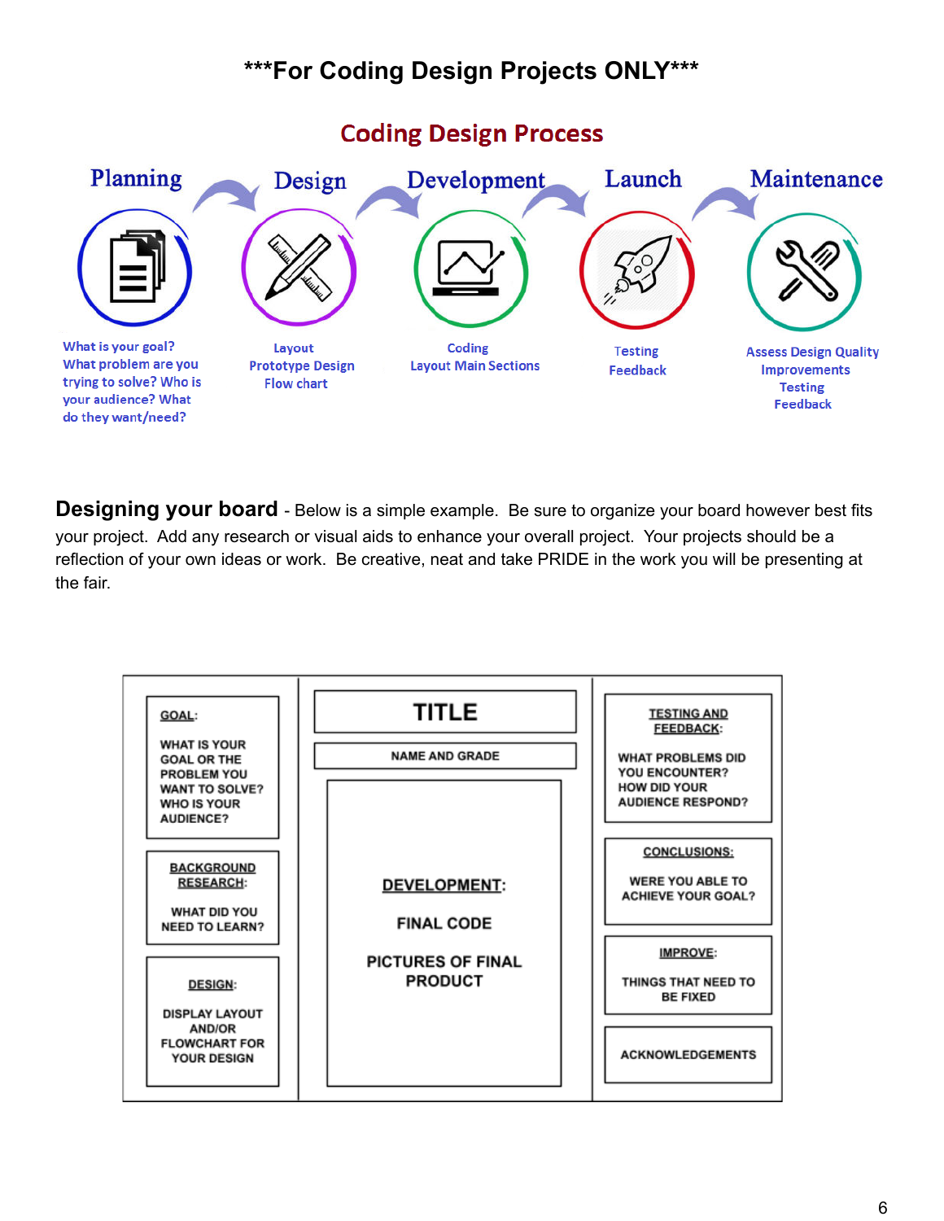***For Coding Design Projects ONLY***

## Coding Design Process

**Planning** → **Design** → **Development** → **Launch** → **Maintenance**

**Planning**
What is your goal? What problem are you trying to solve? Who is your audience? What do they want/need?

**Design**
Layout
Prototype Design
Flow chart

**Development**
Coding
Layout Main Sections

**Launch**
Testing
Feedback

**Maintenance**
Assess Design Quality
Improvements
Testing
Feedback

**Designing your board** - Below is a simple example. Be sure to organize your board however best fits your project. Add any research or visual aids to enhance your overall project. Your projects should be a reflection of your own ideas or work. Be creative, neat and take PRIDE in the work you will be presenting at the fair.

| Left Panel | Center Panel | Right Panel |
|---|---|---|
| **GOAL:** WHAT IS YOUR GOAL OR THE PROBLEM YOU WANT TO SOLVE? WHO IS YOUR AUDIENCE? | **TITLE** | **TESTING AND FEEDBACK:** WHAT PROBLEMS DID YOU ENCOUNTER? HOW DID YOUR AUDIENCE RESPOND? |
| **BACKGROUND RESEARCH:** WHAT DID YOU NEED TO LEARN? | NAME AND GRADE | **CONCLUSIONS:** WERE YOU ABLE TO ACHIEVE YOUR GOAL? |
| **DESIGN:** DISPLAY LAYOUT AND/OR FLOWCHART FOR YOUR DESIGN | **DEVELOPMENT:** FINAL CODE; PICTURES OF FINAL PRODUCT | **IMPROVE:** THINGS THAT NEED TO BE FIXED |
| | | ACKNOWLEDGEMENTS |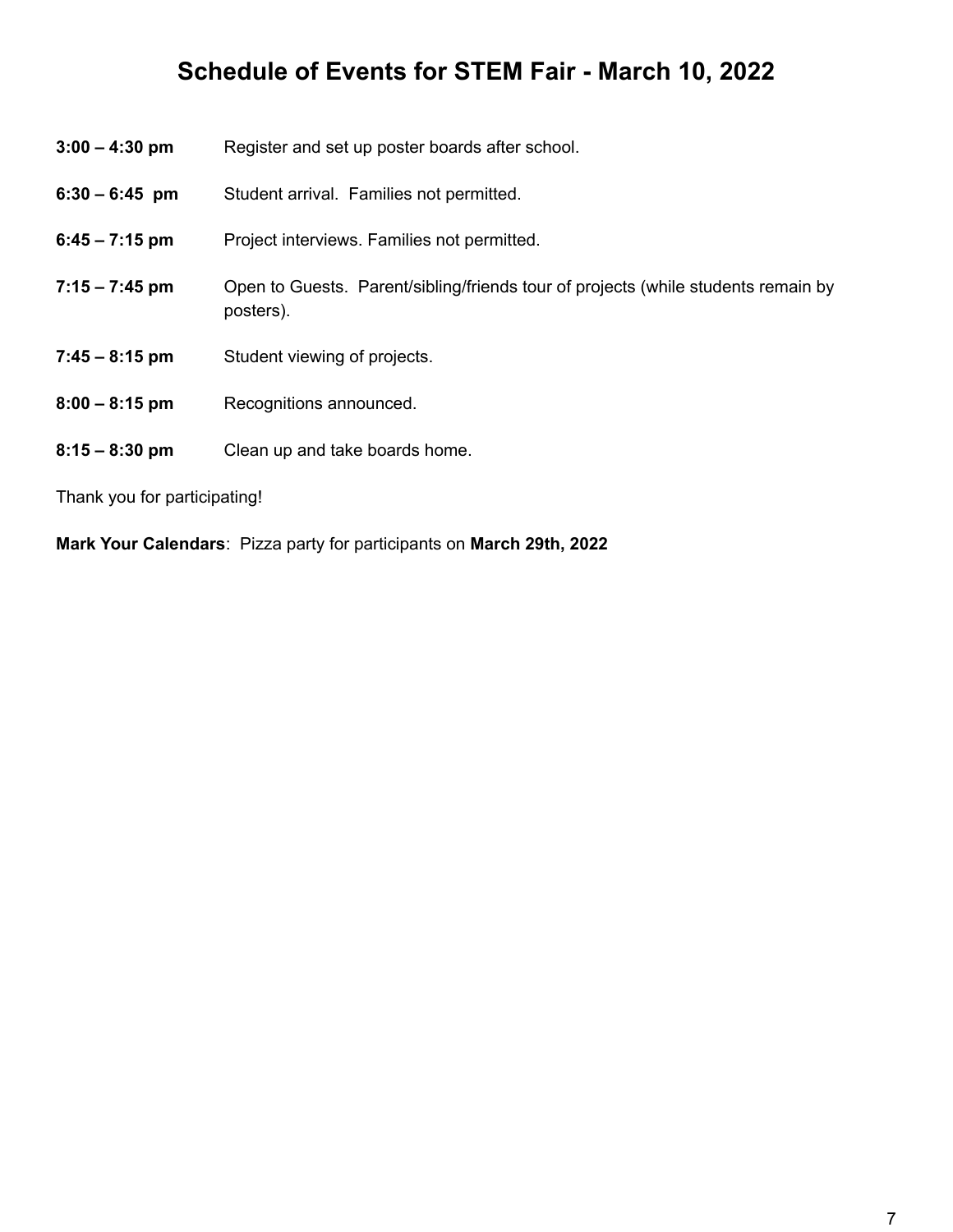# Schedule of Events for STEM Fair - March 10, 2022

| | |
|---|---|
| **3:00 – 4:30 pm** | Register and set up poster boards after school. |
| **6:30 – 6:45 pm** | Student arrival. Families not permitted. |
| **6:45 – 7:15 pm** | Project interviews. Families not permitted. |
| **7:15 – 7:45 pm** | Open to Guests. Parent/sibling/friends tour of projects (while students remain by posters). |
| **7:45 – 8:15 pm** | Student viewing of projects. |
| **8:00 – 8:15 pm** | Recognitions announced. |
| **8:15 – 8:30 pm** | Clean up and take boards home. |

Thank you for participating!

**Mark Your Calendars**: Pizza party for participants on **March 29th, 2022**